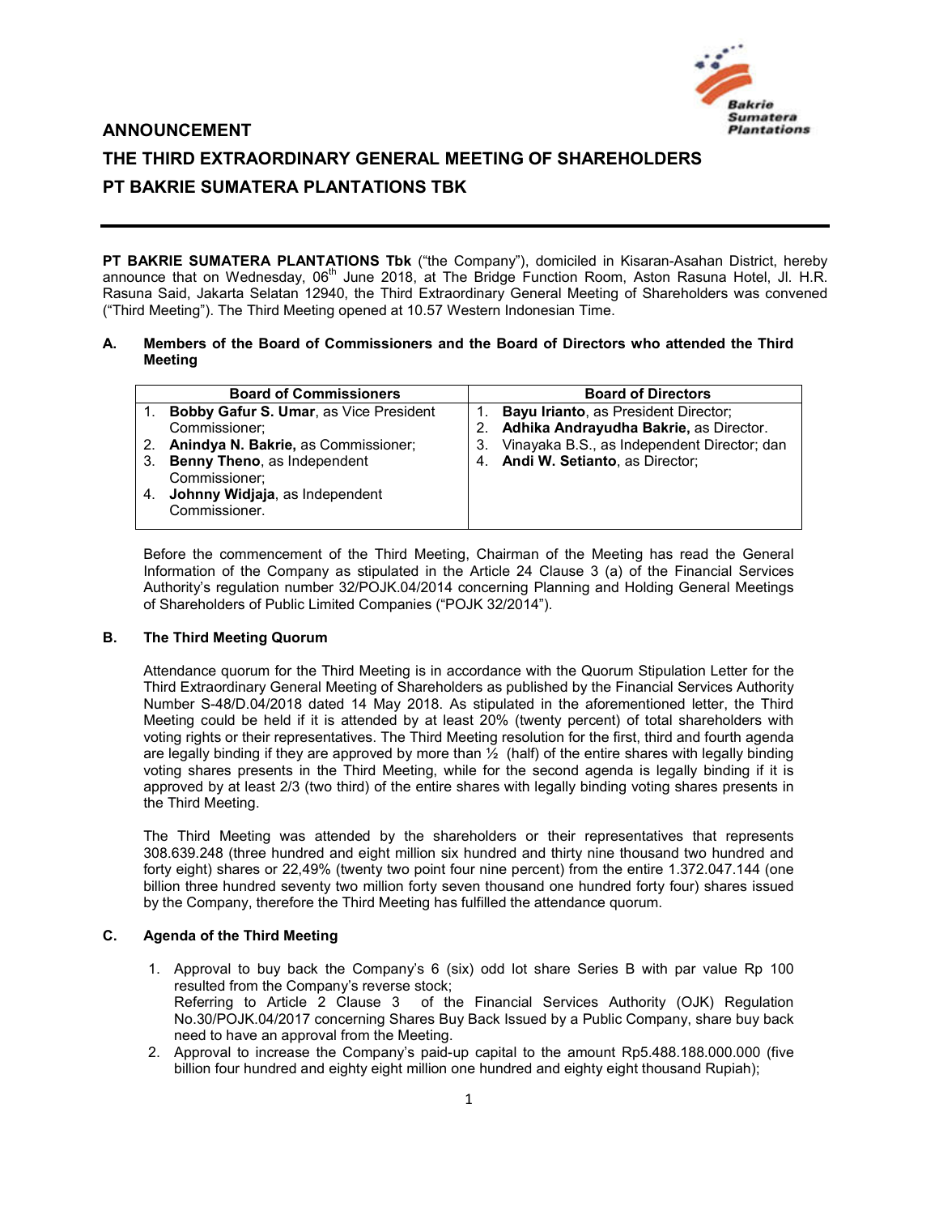# ANNOUNCEMENT

# THE THIRD EXTRAORDINARY GENERAL MEETING OF SHAREHOLDERS

# PT BAKRIE SUMATERA PLANTATIONS TBK

**PT BAKRIE SUMATERA PLANTATIONS Tbk** ("the Company"), domiciled in Kisaran-Asahan District, hereby announce that on Wednesday, 06th June 2018, at The Bridge Function Room, Aston Rasuna Hotel, Jl. H.R. Rasuna Said, Jakarta Selatan 12940, the Third Extraordinary General Meeting of Shareholders was convened ("Third Meeting"). The Third Meeting opened at 10.57 Western Indonesian Time.

## A. Members of the Board of Commissioners and the Board of Directors who attended the Third Meeting

| Board of Commissioners | Board of Directors |
|---|---|
| 1. **Bobby Gafur S. Umar**, as Vice President Commissioner;<br>2. **Anindya N. Bakrie,** as Commissioner;<br>3. **Benny Theno**, as Independent Commissioner;<br>4. **Johnny Widjaja**, as Independent Commissioner. | 1. **Bayu Irianto**, as President Director;<br>2. **Adhika Andrayudha Bakrie,** as Director.<br>3. Vinayaka B.S., as Independent Director; dan<br>4. **Andi W. Setianto**, as Director; |

Before the commencement of the Third Meeting, Chairman of the Meeting has read the General Information of the Company as stipulated in the Article 24 Clause 3 (a) of the Financial Services Authority's regulation number 32/POJK.04/2014 concerning Planning and Holding General Meetings of Shareholders of Public Limited Companies ("POJK 32/2014").

## B. The Third Meeting Quorum

Attendance quorum for the Third Meeting is in accordance with the Quorum Stipulation Letter for the Third Extraordinary General Meeting of Shareholders as published by the Financial Services Authority Number S-48/D.04/2018 dated 14 May 2018. As stipulated in the aforementioned letter, the Third Meeting could be held if it is attended by at least 20% (twenty percent) of total shareholders with voting rights or their representatives. The Third Meeting resolution for the first, third and fourth agenda are legally binding if they are approved by more than ½ (half) of the entire shares with legally binding voting shares presents in the Third Meeting, while for the second agenda is legally binding if it is approved by at least 2/3 (two third) of the entire shares with legally binding voting shares presents in the Third Meeting.

The Third Meeting was attended by the shareholders or their representatives that represents 308.639.248 (three hundred and eight million six hundred and thirty nine thousand two hundred and forty eight) shares or 22,49% (twenty two point four nine percent) from the entire 1.372.047.144 (one billion three hundred seventy two million forty seven thousand one hundred forty four) shares issued by the Company, therefore the Third Meeting has fulfilled the attendance quorum.

## C. Agenda of the Third Meeting

1. Approval to buy back the Company's 6 (six) odd lot share Series B with par value Rp 100 resulted from the Company's reverse stock;
   Referring to Article 2 Clause 3 of the Financial Services Authority (OJK) Regulation No.30/POJK.04/2017 concerning Shares Buy Back Issued by a Public Company, share buy back need to have an approval from the Meeting.
2. Approval to increase the Company's paid-up capital to the amount Rp5.488.188.000.000 (five billion four hundred and eighty eight million one hundred and eighty eight thousand Rupiah);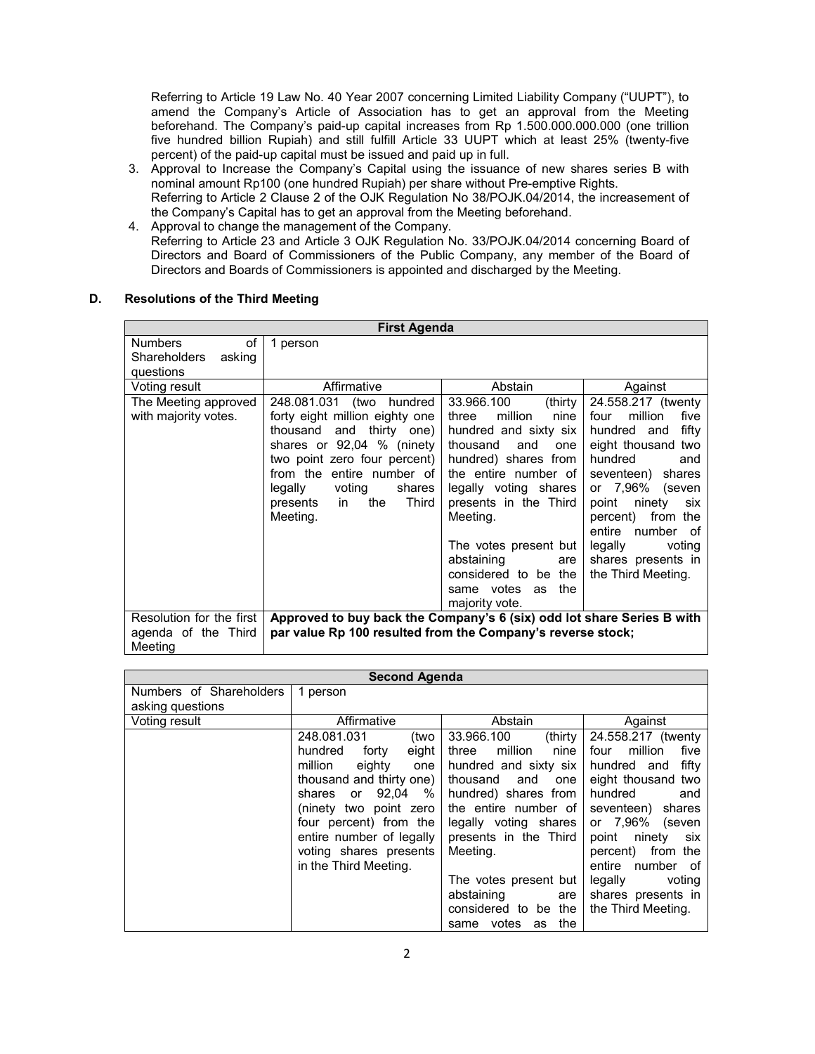Referring to Article 19 Law No. 40 Year 2007 concerning Limited Liability Company ("UUPT"), to amend the Company's Article of Association has to get an approval from the Meeting beforehand. The Company's paid-up capital increases from Rp 1.500.000.000.000 (one trillion five hundred billion Rupiah) and still fulfill Article 33 UUPT which at least 25% (twenty-five percent) of the paid-up capital must be issued and paid up in full.

3. Approval to Increase the Company's Capital using the issuance of new shares series B with nominal amount Rp100 (one hundred Rupiah) per share without Pre-emptive Rights.
   Referring to Article 2 Clause 2 of the OJK Regulation No 38/POJK.04/2014, the increasement of the Company's Capital has to get an approval from the Meeting beforehand.
4. Approval to change the management of the Company.
   Referring to Article 23 and Article 3 OJK Regulation No. 33/POJK.04/2014 concerning Board of Directors and Board of Commissioners of the Public Company, any member of the Board of Directors and Boards of Commissioners is appointed and discharged by the Meeting.

## D. Resolutions of the Third Meeting

| First Agenda | | | |
|---|---|---|---|
| Numbers of Shareholders asking questions | 1 person | | |
| Voting result | Affirmative | Abstain | Against |
| The Meeting approved with majority votes. | 248.081.031 (two hundred forty eight million eighty one thousand and thirty one) shares or 92,04 % (ninety two point zero four percent) from the entire number of legally voting shares presents in the Third Meeting. | 33.966.100 (thirty three million nine hundred and sixty six thousand and one hundred) shares from the entire number of legally voting shares presents in the Third Meeting.<br><br>The votes present but abstaining are considered to be the same votes as the majority vote. | 24.558.217 (twenty four million five hundred and fifty eight thousand two hundred and seventeen) shares or 7,96% (seven point ninety six percent) from the entire number of legally voting shares presents in the Third Meeting. |
| Resolution for the first agenda of the Third Meeting | **Approved to buy back the Company's 6 (six) odd lot share Series B with par value Rp 100 resulted from the Company's reverse stock;** | | |

| Second Agenda | | | |
|---|---|---|---|
| Numbers of Shareholders asking questions | 1 person | | |
| Voting result | Affirmative | Abstain | Against |
| | 248.081.031 (two hundred forty eight million eighty one thousand and thirty one) shares or 92,04 % (ninety two point zero four percent) from the entire number of legally voting shares presents in the Third Meeting. | 33.966.100 (thirty three million nine hundred and sixty six thousand and one hundred) shares from the entire number of legally voting shares presents in the Third Meeting.<br><br>The votes present but abstaining are considered to be the same votes as the | 24.558.217 (twenty four million five hundred and fifty eight thousand two hundred and seventeen) shares or 7,96% (seven point ninety six percent) from the entire number of legally voting shares presents in the Third Meeting. |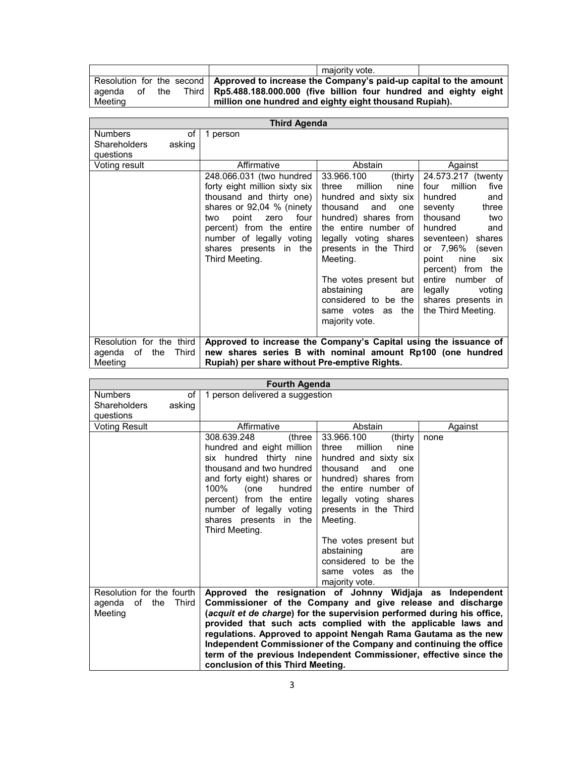| | | | |
|---|---|---|---|
| | | majority vote. | |
| Resolution for the second agenda of the Third Meeting | **Approved to increase the Company's paid-up capital to the amount Rp5.488.188.000.000 (five billion four hundred and eighty eight million one hundred and eighty eight thousand Rupiah).** | | |

| Third Agenda | | | |
|---|---|---|---|
| Numbers of Shareholders asking questions | 1 person | | |
| Voting result | Affirmative | Abstain | Against |
| | 248.066.031 (two hundred forty eight million sixty six thousand and thirty one) shares or 92,04 % (ninety two point zero four percent) from the entire number of legally voting shares presents in the Third Meeting. | 33.966.100 (thirty three million nine hundred and sixty six thousand and one hundred) shares from the entire number of legally voting shares presents in the Third Meeting.<br><br>The votes present but abstaining are considered to be the same votes as the majority vote. | 24.573.217 (twenty four million five hundred and seventy three thousand two hundred and seventeen) shares or 7,96% (seven point nine six percent) from the entire number of legally voting shares presents in the Third Meeting. |
| Resolution for the third agenda of the Third Meeting | **Approved to increase the Company's Capital using the issuance of new shares series B with nominal amount Rp100 (one hundred Rupiah) per share without Pre-emptive Rights.** | | |

| Fourth Agenda | | | |
|---|---|---|---|
| Numbers of Shareholders asking questions | 1 person delivered a suggestion | | |
| Voting Result | Affirmative | Abstain | Against |
| | 308.639.248 (three hundred and eight million six hundred thirty nine thousand and two hundred and forty eight) shares or 100% (one hundred percent) from the entire number of legally voting shares presents in the Third Meeting. | 33.966.100 (thirty three million nine hundred and sixty six thousand and one hundred) shares from the entire number of legally voting shares presents in the Third Meeting.<br><br>The votes present but abstaining are considered to be the same votes as the majority vote. | none |
| Resolution for the fourth agenda of the Third Meeting | **Approved the resignation of Johnny Widjaja as Independent Commissioner of the Company and give release and discharge (*acquit et de charge*) for the supervision performed during his office, provided that such acts complied with the applicable laws and regulations. Approved to appoint Nengah Rama Gautama as the new Independent Commissioner of the Company and continuing the office term of the previous Independent Commissioner, effective since the conclusion of this Third Meeting.** | | |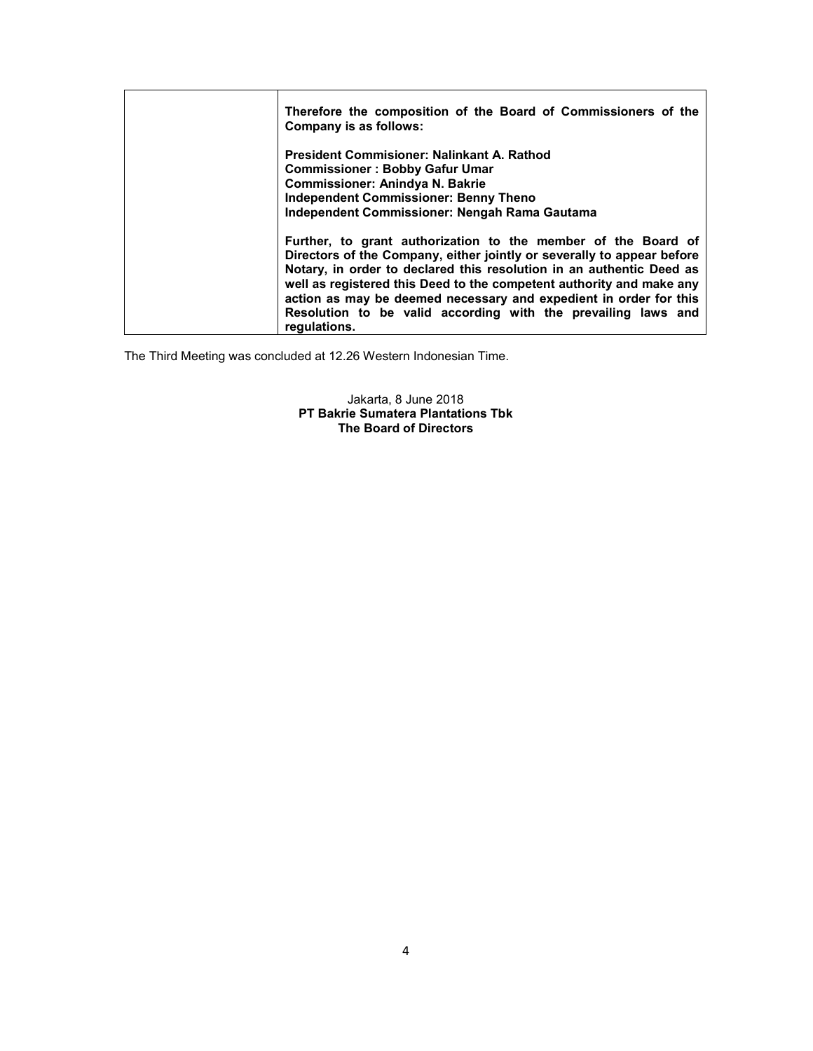| | |
|---|---|
| | **Therefore the composition of the Board of Commissioners of the Company is as follows:**<br><br>**President Commisioner: Nalinkant A. Rathod**<br>**Commissioner : Bobby Gafur Umar**<br>**Commissioner: Anindya N. Bakrie**<br>**Independent Commissioner: Benny Theno**<br>**Independent Commissioner: Nengah Rama Gautama**<br><br>**Further, to grant authorization to the member of the Board of Directors of the Company, either jointly or severally to appear before Notary, in order to declared this resolution in an authentic Deed as well as registered this Deed to the competent authority and make any action as may be deemed necessary and expedient in order for this Resolution to be valid according with the prevailing laws and regulations.** |

The Third Meeting was concluded at 12.26 Western Indonesian Time.

Jakarta, 8 June 2018
**PT Bakrie Sumatera Plantations Tbk**
**The Board of Directors**